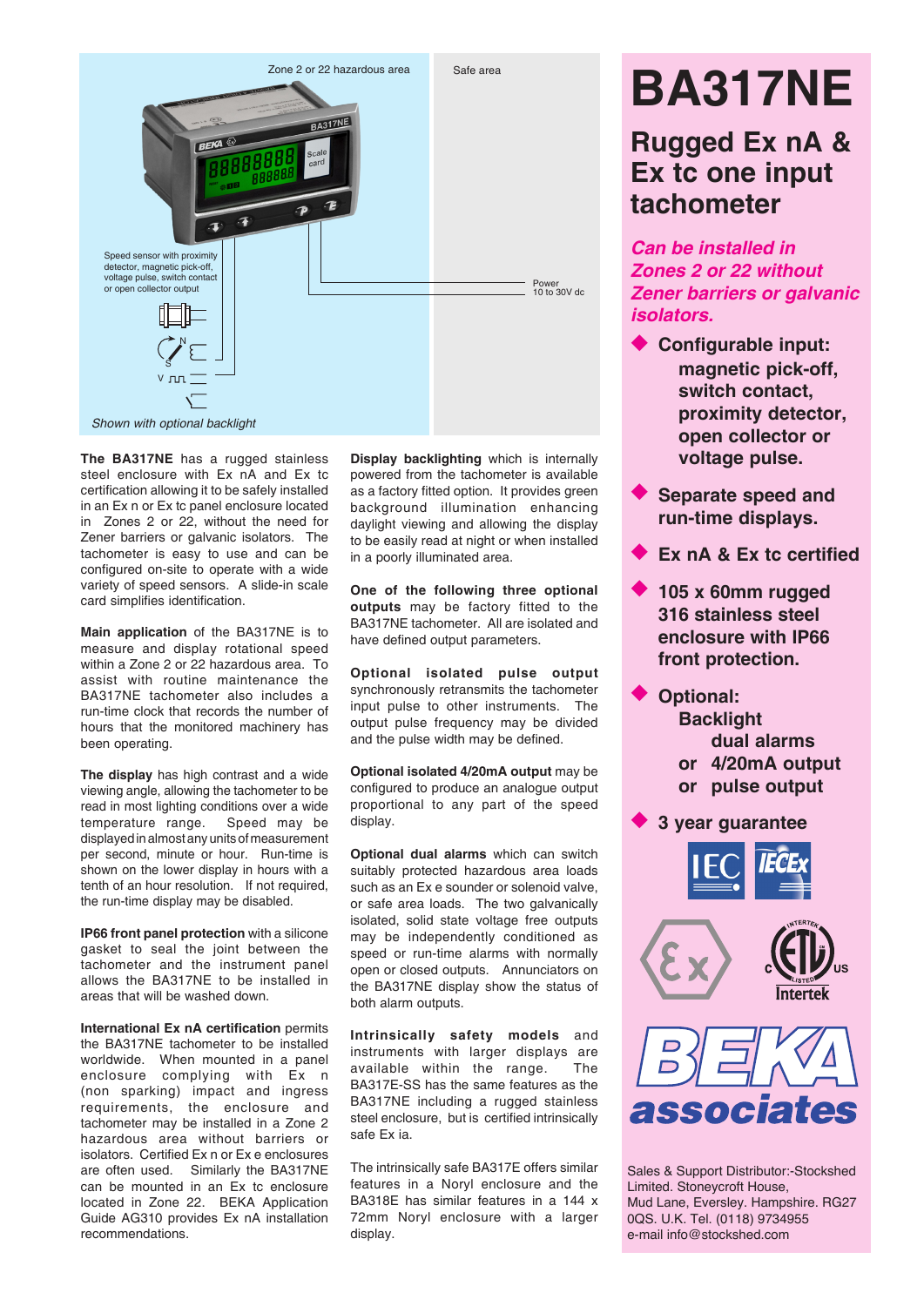Zone 2 or 22 hazardous area

Safe area

Speed sensor with proximity detector, magnetic pick-off, voltage pulse, switch contact or open collector output

Power 10 to 30V dc

*Shown with optional backlight*

# BA317NE

## Rugged Ex nA & Ex tc one input tachometer

***Can be installed in Zones 2 or 22 without Zener barriers or galvanic isolators.***

- **Configurable input: magnetic pick-off, switch contact, proximity detector, open collector or voltage pulse.**
- **Separate speed and run-time displays.**
- **Ex nA & Ex tc certified**
- **105 x 60mm rugged 316 stainless steel enclosure with IP66 front protection.**
- **Optional: Backlight dual alarms or 4/20mA output or pulse output**
- **3 year guarantee**

**The BA317NE** has a rugged stainless steel enclosure with Ex nA and Ex tc certification allowing it to be safely installed in an Ex n or Ex tc panel enclosure located in Zones 2 or 22, without the need for Zener barriers or galvanic isolators. The tachometer is easy to use and can be configured on-site to operate with a wide variety of speed sensors. A slide-in scale card simplifies identification.

**Main application** of the BA317NE is to measure and display rotational speed within a Zone 2 or 22 hazardous area. To assist with routine maintenance the BA317NE tachometer also includes a run-time clock that records the number of hours that the monitored machinery has been operating.

**The display** has high contrast and a wide viewing angle, allowing the tachometer to be read in most lighting conditions over a wide temperature range. Speed may be displayed in almost any units of measurement per second, minute or hour. Run-time is shown on the lower display in hours with a tenth of an hour resolution. If not required, the run-time display may be disabled.

**IP66 front panel protection** with a silicone gasket to seal the joint between the tachometer and the instrument panel allows the BA317NE to be installed in areas that will be washed down.

**International Ex nA certification** permits the BA317NE tachometer to be installed worldwide. When mounted in a panel enclosure complying with Ex n (non sparking) impact and ingress requirements, the enclosure and tachometer may be installed in a Zone 2 hazardous area without barriers or isolators. Certified Ex n or Ex e enclosures are often used. Similarly the BA317NE can be mounted in an Ex tc enclosure located in Zone 22. BEKA Application Guide AG310 provides Ex nA installation recommendations.

**Display backlighting** which is internally powered from the tachometer is available as a factory fitted option. It provides green background illumination enhancing daylight viewing and allowing the display to be easily read at night or when installed in a poorly illuminated area.

**One of the following three optional outputs** may be factory fitted to the BA317NE tachometer. All are isolated and have defined output parameters.

**Optional isolated pulse output** synchronously retransmits the tachometer input pulse to other instruments. The output pulse frequency may be divided and the pulse width may be defined.

**Optional isolated 4/20mA output** may be configured to produce an analogue output proportional to any part of the speed display.

**Optional dual alarms** which can switch suitably protected hazardous area loads such as an Ex e sounder or solenoid valve, or safe area loads. The two galvanically isolated, solid state voltage free outputs may be independently conditioned as speed or run-time alarms with normally open or closed outputs. Annunciators on the BA317NE display show the status of both alarm outputs.

**Intrinsically safety models** and instruments with larger displays are available within the range. The BA317E-SS has the same features as the BA317NE including a rugged stainless steel enclosure, but is certified intrinsically safe Ex ia.

The intrinsically safe BA317E offers similar features in a Noryl enclosure and the BA318E has similar features in a 144 x 72mm Noryl enclosure with a larger display.

BEKA associates

Sales & Support Distributor:-Stockshed Limited. Stoneycroft House, Mud Lane, Eversley. Hampshire. RG27 0QS. U.K. Tel. (0118) 9734955 e-mail info@stockshed.com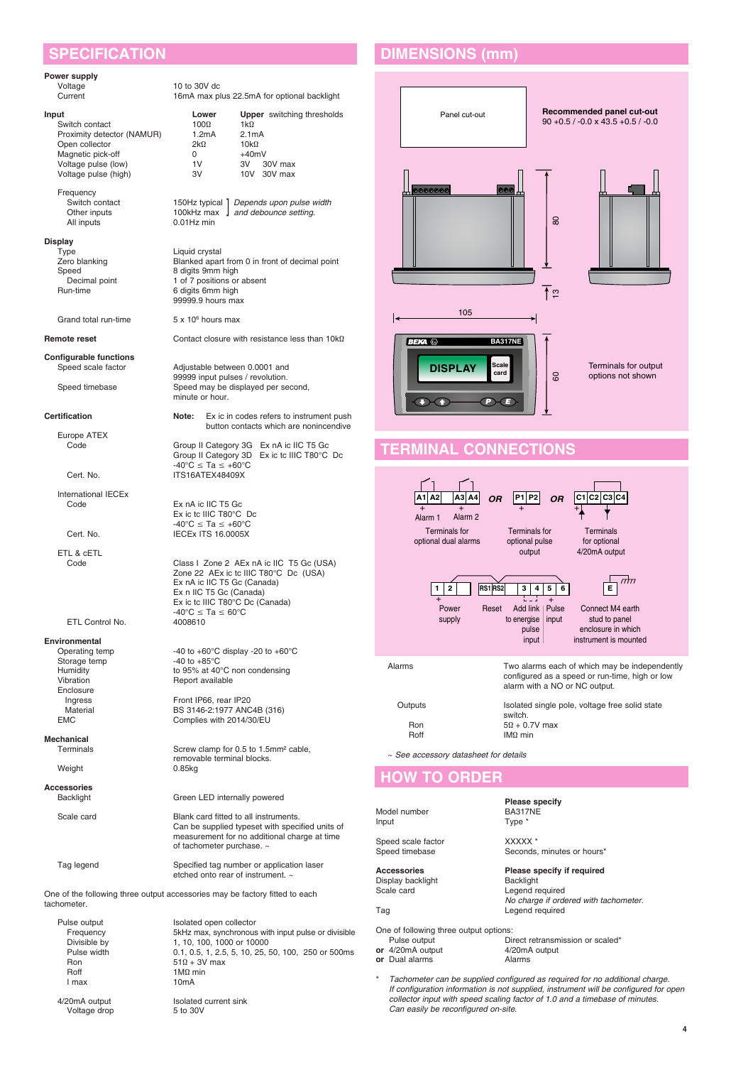## SPECIFICATION

**Power supply**

| | |
|---|---|
| Voltage | 10 to 30V dc |
| Current | 16mA max plus 22.5mA for optional backlight |

**Input**

| | Lower | Upper switching thresholds |
|---|---|---|
| Switch contact | 100Ω | 1kΩ |
| Proximity detector (NAMUR) | 1.2mA | 2.1mA |
| Open collector | 2kΩ | 10kΩ |
| Magnetic pick-off | 0 | +40mV |
| Voltage pulse (low) | 1V | 3V 30V max |
| Voltage pulse (high) | 3V | 10V 30V max |

Frequency

| | |
|---|---|
| Switch contact | 150Hz typical — *Depends upon pulse width and debounce setting.* |
| Other inputs | 100kHz max |
| All inputs | 0.01Hz min |

**Display**

| | |
|---|---|
| Type | Liquid crystal |
| Zero blanking | Blanked apart from 0 in front of decimal point |
| Speed | 8 digits 9mm high |
| Decimal point | 1 of 7 positions or absent |
| Run-time | 6 digits 6mm high<br>99999.9 hours max |
| Grand total run-time | 5 x 10[6] hours max |

**Remote reset** — Contact closure with resistance less than 10kΩ

**Configurable functions**

| | |
|---|---|
| Speed scale factor | Adjustable between 0.0001 and 99999 input pulses / revolution. |
| Speed timebase | Speed may be displayed per second, minute or hour. |

**Certification**

**Note:** Ex ic in codes refers to instrument push button contacts which are nonincendive

Europe ATEX

| | |
|---|---|
| Code | Group II Category 3G Ex nA ic IIC T5 Gc<br>Group II Category 3D Ex ic tc IIIC T80°C Dc<br>-40°C ≤ Ta ≤ +60°C |
| Cert. No. | ITS16ATEX48409X |

International IECEx

| | |
|---|---|
| Code | Ex nA ic IIC T5 Gc<br>Ex ic tc IIIC T80°C Dc<br>-40°C ≤ Ta ≤ +60°C |
| Cert. No. | IECEx ITS 16.0005X |

ETL & cETL

| | |
|---|---|
| Code | Class I Zone 2 AEx nA ic IIC T5 Gc (USA)<br>Zone 22 AEx ic tc IIIC T80°C Dc (USA)<br>Ex nA ic IIC T5 Gc (Canada)<br>Ex n IIC T5 Gc (Canada)<br>Ex ic tc IIIC T80°C Dc (Canada)<br>-40°C ≤ Ta ≤ 60°C |
| ETL Control No. | 4008610 |

**Environmental**

| | |
|---|---|
| Operating temp | -40 to +60°C display -20 to +60°C |
| Storage temp | -40 to +85°C |
| Humidity | to 95% at 40°C non condensing |
| Vibration | Report available |
| Enclosure | |
| Ingress | Front IP66, rear IP20 |
| Material | BS 3146-2:1977 ANC4B (316) |
| EMC | Complies with 2014/30/EU |

**Mechanical**

| | |
|---|---|
| Terminals | Screw clamp for 0.5 to 1.5mm² cable, removable terminal blocks. |
| Weight | 0.85kg |

**Accessories**

| | |
|---|---|
| Backlight | Green LED internally powered |
| Scale card | Blank card fitted to all instruments. Can be supplied typeset with specified units of measurement for no additional charge at time of tachometer purchase. ~ |
| Tag legend | Specified tag number or application laser etched onto rear of instrument. ~ |

One of the following three output accessories may be factory fitted to each tachometer.

| | |
|---|---|
| Pulse output | Isolated open collector |
| Frequency | 5kHz max, synchronous with input pulse or divisible |
| Divisible by | 1, 10, 100, 1000 or 10000 |
| Pulse width | 0.1, 0.5, 1, 2.5, 5, 10, 25, 50, 100, 250 or 500ms |
| Ron | 51Ω + 3V max |
| Roff | 1MΩ min |
| I max | 10mA |
| 4/20mA output | Isolated current sink |
| Voltage drop | 5 to 30V |

## DIMENSIONS (mm)

Panel cut-out

**Recommended panel cut-out**
90 +0.5 / -0.0 x 43.5 +0.5 / -0.0

80

13

105

BEKA BA317NE

DISPLAY Scale card

P E

60

Terminals for output options not shown

## TERMINAL CONNECTIONS

A1 A2 A3 A4 OR P1 P2 OR C1 C2 C3 C4

Alarm 1 Alarm 2

Terminals for optional dual alarms

Terminals for optional pulse output

Terminals for optional 4/20mA output

1 2 RS1 RS2 3 4 5 6 E

Power supply

Reset

Add link to energise pulse input

Pulse input

Connect M4 earth stud to panel enclosure in which instrument is mounted

| | |
|---|---|
| Alarms | Two alarms each of which may be independently configured as a speed or run-time, high or low alarm with a NO or NC output. |
| Outputs | Isolated single pole, voltage free solid state switch. |
| Ron | 5Ω + 0.7V max |
| Roff | IMΩ min |

~ *See accessory datasheet for details*

## HOW TO ORDER

| | **Please specify** |
|---|---|
| Model number | BA317NE |
| Input | Type * |
| Speed scale factor | XXXXX * |
| Speed timebase | Seconds, minutes or hours* |

| **Accessories** | **Please specify if required** |
|---|---|
| Display backlight | Backlight |
| Scale card | Legend required<br>*No charge if ordered with tachometer.* |
| Tag | Legend required |

One of following three output options:

| | |
|---|---|
| Pulse output | Direct retransmission or scaled* |
| **or** 4/20mA output | 4/20mA output |
| **or** Dual alarms | Alarms |

\* *Tachometer can be supplied configured as required for no additional charge. If configuration information is not supplied, instrument will be configured for open collector input with speed scaling factor of 1.0 and a timebase of minutes. Can easily be reconfigured on-site.*